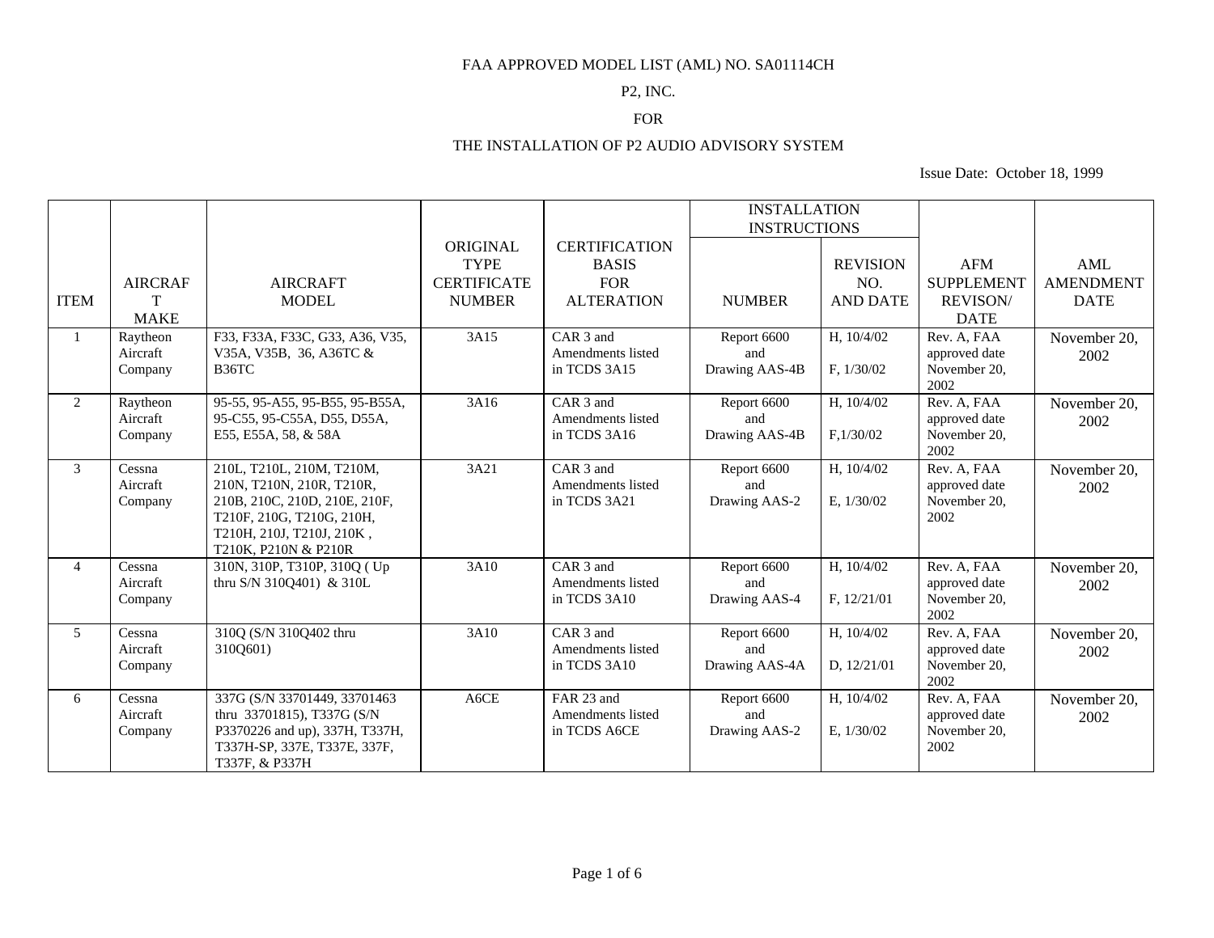FAA APPROVED MODEL LIST (AML) NO. SA01114CH

P2, INC.

FOR

THE INSTALLATION OF P2 AUDIO ADVISORY SYSTEM

Issue Date: October 18, 1999

| ITEM | AIRCRAFT MAKE | AIRCRAFT MODEL | ORIGINAL TYPE CERTIFICATE NUMBER | CERTIFICATION BASIS FOR ALTERATION | INSTALLATION INSTRUCTIONS | | AFM SUPPLEMENT REVISON/ DATE | AML AMENDMENT DATE |
|---|---|---|---|---|---|---|---|---|
| | | | | | NUMBER | REVISION NO. AND DATE | | |
| 1 | Raytheon Aircraft Company | F33, F33A, F33C, G33, A36, V35, V35A, V35B, 36, A36TC & B36TC | 3A15 | CAR 3 and Amendments listed in TCDS 3A15 | Report 6600 and Drawing AAS-4B | H, 10/4/02 F, 1/30/02 | Rev. A, FAA approved date November 20, 2002 | November 20, 2002 |
| 2 | Raytheon Aircraft Company | 95-55, 95-A55, 95-B55, 95-B55A, 95-C55, 95-C55A, D55, D55A, E55, E55A, 58, & 58A | 3A16 | CAR 3 and Amendments listed in TCDS 3A16 | Report 6600 and Drawing AAS-4B | H, 10/4/02 F,1/30/02 | Rev. A, FAA approved date November 20, 2002 | November 20, 2002 |
| 3 | Cessna Aircraft Company | 210L, T210L, 210M, T210M, 210N, T210N, 210R, T210R, 210B, 210C, 210D, 210E, 210F, T210F, 210G, T210G, 210H, T210H, 210J, T210J, 210K , T210K, P210N & P210R | 3A21 | CAR 3 and Amendments listed in TCDS 3A21 | Report 6600 and Drawing AAS-2 | H, 10/4/02 E, 1/30/02 | Rev. A, FAA approved date November 20, 2002 | November 20, 2002 |
| 4 | Cessna Aircraft Company | 310N, 310P, T310P, 310Q ( Up thru S/N 310Q401) & 310L | 3A10 | CAR 3 and Amendments listed in TCDS 3A10 | Report 6600 and Drawing AAS-4 | H, 10/4/02 F, 12/21/01 | Rev. A, FAA approved date November 20, 2002 | November 20, 2002 |
| 5 | Cessna Aircraft Company | 310Q (S/N 310Q402 thru 310Q601) | 3A10 | CAR 3 and Amendments listed in TCDS 3A10 | Report 6600 and Drawing AAS-4A | H, 10/4/02 D, 12/21/01 | Rev. A, FAA approved date November 20, 2002 | November 20, 2002 |
| 6 | Cessna Aircraft Company | 337G (S/N 33701449, 33701463 thru 33701815), T337G (S/N P3370226 and up), 337H, T337H, T337H-SP, 337E, T337E, 337F, T337F, & P337H | A6CE | FAR 23 and Amendments listed in TCDS A6CE | Report 6600 and Drawing AAS-2 | H, 10/4/02 E, 1/30/02 | Rev. A, FAA approved date November 20, 2002 | November 20, 2002 |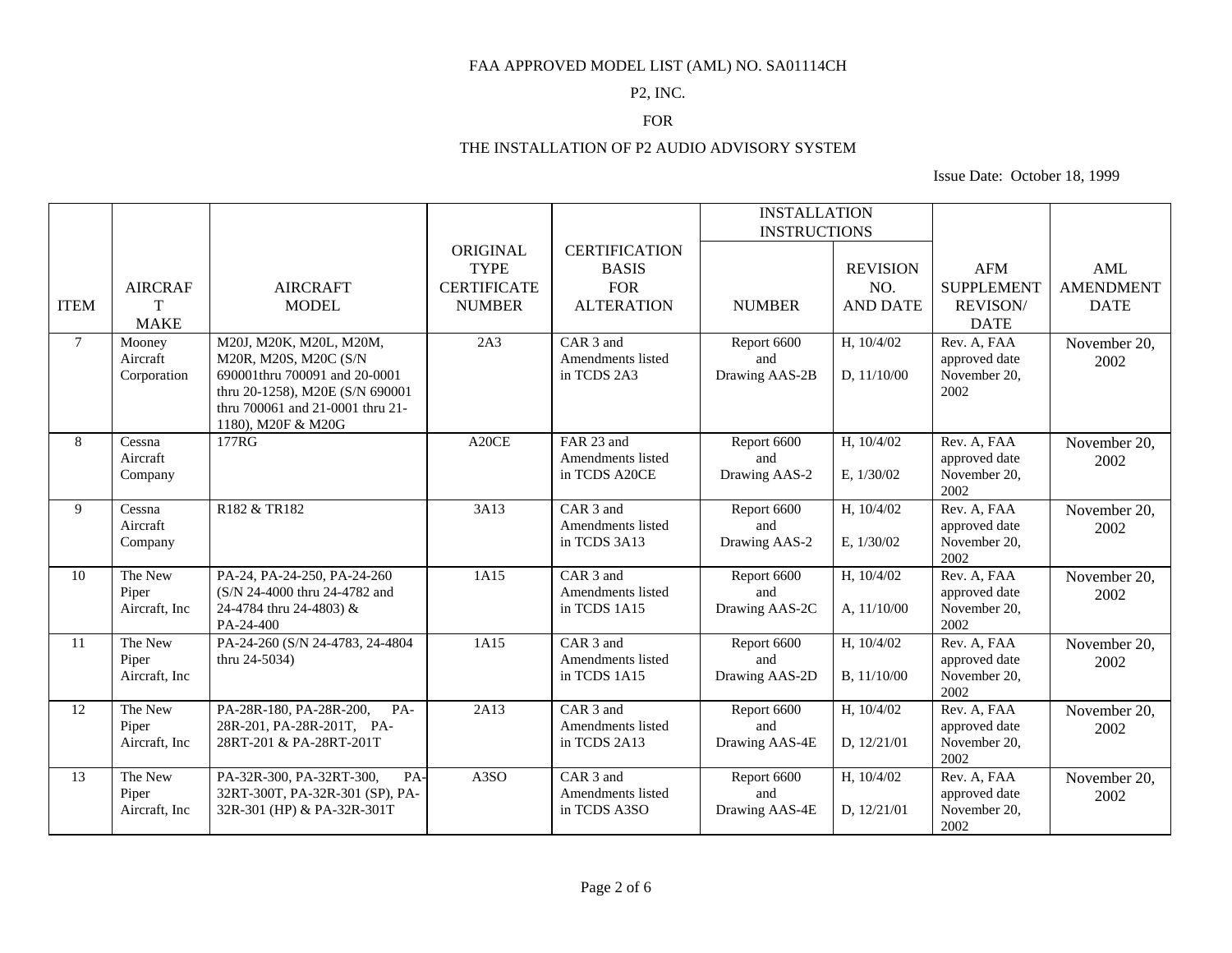FAA APPROVED MODEL LIST (AML) NO. SA01114CH

P2, INC.

FOR

THE INSTALLATION OF P2 AUDIO ADVISORY SYSTEM

Issue Date: October 18, 1999

| ITEM | AIRCRAFT MAKE | AIRCRAFT MODEL | ORIGINAL TYPE CERTIFICATE NUMBER | CERTIFICATION BASIS FOR ALTERATION | INSTALLATION INSTRUCTIONS | | AFM SUPPLEMENT REVISON/ DATE | AML AMENDMENT DATE |
|---|---|---|---|---|---|---|---|---|
| | | | | | NUMBER | REVISION NO. AND DATE | | |
| 7 | Mooney Aircraft Corporation | M20J, M20K, M20L, M20M, M20R, M20S, M20C (S/N 690001thru 700091 and 20-0001 thru 20-1258), M20E (S/N 690001 thru 700061 and 21-0001 thru 21-1180), M20F & M20G | 2A3 | CAR 3 and Amendments listed in TCDS 2A3 | Report 6600 and Drawing AAS-2B | H, 10/4/02<br>D, 11/10/00 | Rev. A, FAA approved date November 20, 2002 | November 20, 2002 |
| 8 | Cessna Aircraft Company | 177RG | A20CE | FAR 23 and Amendments listed in TCDS A20CE | Report 6600 and Drawing AAS-2 | H, 10/4/02<br>E, 1/30/02 | Rev. A, FAA approved date November 20, 2002 | November 20, 2002 |
| 9 | Cessna Aircraft Company | R182 & TR182 | 3A13 | CAR 3 and Amendments listed in TCDS 3A13 | Report 6600 and Drawing AAS-2 | H, 10/4/02<br>E, 1/30/02 | Rev. A, FAA approved date November 20, 2002 | November 20, 2002 |
| 10 | The New Piper Aircraft, Inc | PA-24, PA-24-250, PA-24-260 (S/N 24-4000 thru 24-4782 and 24-4784 thru 24-4803) & PA-24-400 | 1A15 | CAR 3 and Amendments listed in TCDS 1A15 | Report 6600 and Drawing AAS-2C | H, 10/4/02<br>A, 11/10/00 | Rev. A, FAA approved date November 20, 2002 | November 20, 2002 |
| 11 | The New Piper Aircraft, Inc | PA-24-260 (S/N 24-4783, 24-4804 thru 24-5034) | 1A15 | CAR 3 and Amendments listed in TCDS 1A15 | Report 6600 and Drawing AAS-2D | H, 10/4/02<br>B, 11/10/00 | Rev. A, FAA approved date November 20, 2002 | November 20, 2002 |
| 12 | The New Piper Aircraft, Inc | PA-28R-180, PA-28R-200, PA-28R-201, PA-28R-201T, PA-28RT-201 & PA-28RT-201T | 2A13 | CAR 3 and Amendments listed in TCDS 2A13 | Report 6600 and Drawing AAS-4E | H, 10/4/02<br>D, 12/21/01 | Rev. A, FAA approved date November 20, 2002 | November 20, 2002 |
| 13 | The New Piper Aircraft, Inc | PA-32R-300, PA-32RT-300, PA-32RT-300T, PA-32R-301 (SP), PA-32R-301 (HP) & PA-32R-301T | A3SO | CAR 3 and Amendments listed in TCDS A3SO | Report 6600 and Drawing AAS-4E | H, 10/4/02<br>D, 12/21/01 | Rev. A, FAA approved date November 20, 2002 | November 20, 2002 |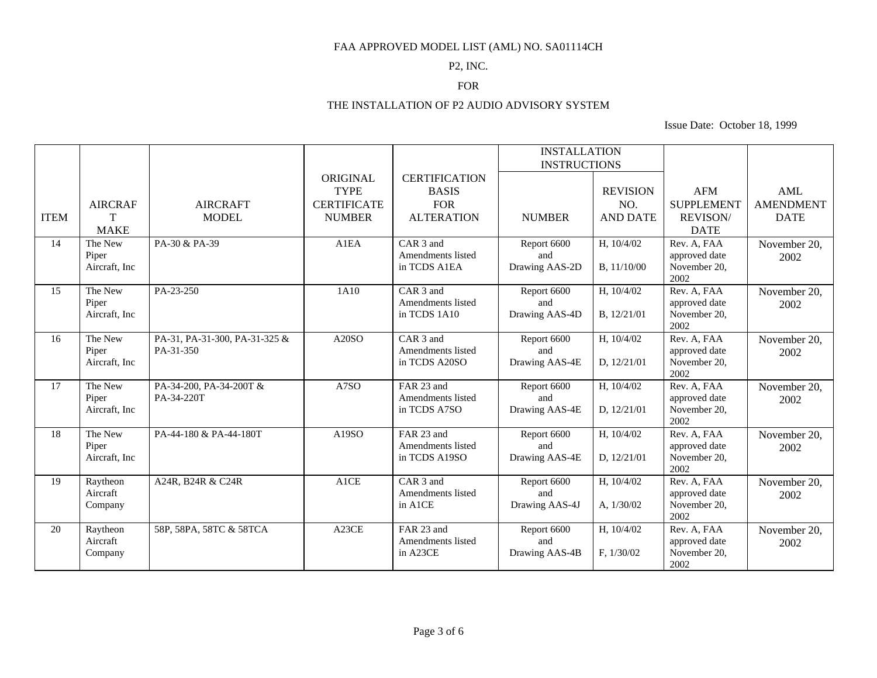FAA APPROVED MODEL LIST (AML) NO. SA01114CH

P2, INC.

FOR

THE INSTALLATION OF P2 AUDIO ADVISORY SYSTEM

Issue Date: October 18, 1999

| ITEM | AIRCRAFT MAKE | AIRCRAFT MODEL | ORIGINAL TYPE CERTIFICATE NUMBER | CERTIFICATION BASIS FOR ALTERATION | INSTALLATION INSTRUCTIONS | | AFM SUPPLEMENT REVISON/ DATE | AML AMENDMENT DATE |
|---|---|---|---|---|---|---|---|---|
| | | | | | NUMBER | REVISION NO. AND DATE | | |
| 14 | The New Piper Aircraft, Inc | PA-30 & PA-39 | A1EA | CAR 3 and Amendments listed in TCDS A1EA | Report 6600 and Drawing AAS-2D | H, 10/4/02 B, 11/10/00 | Rev. A, FAA approved date November 20, 2002 | November 20, 2002 |
| 15 | The New Piper Aircraft, Inc | PA-23-250 | 1A10 | CAR 3 and Amendments listed in TCDS 1A10 | Report 6600 and Drawing AAS-4D | H, 10/4/02 B, 12/21/01 | Rev. A, FAA approved date November 20, 2002 | November 20, 2002 |
| 16 | The New Piper Aircraft, Inc | PA-31, PA-31-300, PA-31-325 & PA-31-350 | A20SO | CAR 3 and Amendments listed in TCDS A20SO | Report 6600 and Drawing AAS-4E | H, 10/4/02 D, 12/21/01 | Rev. A, FAA approved date November 20, 2002 | November 20, 2002 |
| 17 | The New Piper Aircraft, Inc | PA-34-200, PA-34-200T & PA-34-220T | A7SO | FAR 23 and Amendments listed in TCDS A7SO | Report 6600 and Drawing AAS-4E | H, 10/4/02 D, 12/21/01 | Rev. A, FAA approved date November 20, 2002 | November 20, 2002 |
| 18 | The New Piper Aircraft, Inc | PA-44-180 & PA-44-180T | A19SO | FAR 23 and Amendments listed in TCDS A19SO | Report 6600 and Drawing AAS-4E | H, 10/4/02 D, 12/21/01 | Rev. A, FAA approved date November 20, 2002 | November 20, 2002 |
| 19 | Raytheon Aircraft Company | A24R, B24R & C24R | A1CE | CAR 3 and Amendments listed in A1CE | Report 6600 and Drawing AAS-4J | H, 10/4/02 A, 1/30/02 | Rev. A, FAA approved date November 20, 2002 | November 20, 2002 |
| 20 | Raytheon Aircraft Company | 58P, 58PA, 58TC & 58TCA | A23CE | FAR 23 and Amendments listed in A23CE | Report 6600 and Drawing AAS-4B | H, 10/4/02 F, 1/30/02 | Rev. A, FAA approved date November 20, 2002 | November 20, 2002 |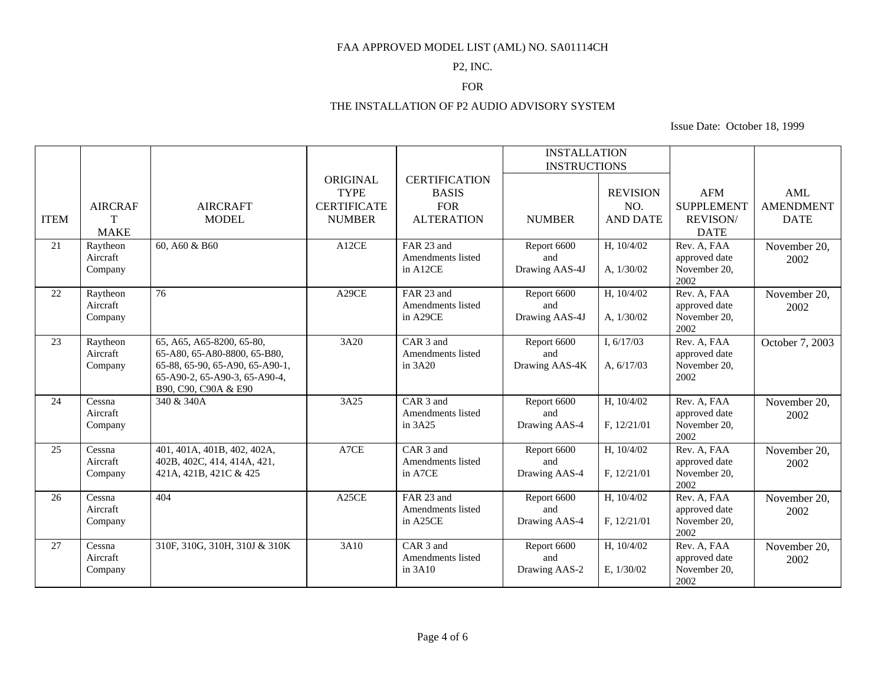FAA APPROVED MODEL LIST (AML) NO. SA01114CH

P2, INC.

FOR

THE INSTALLATION OF P2 AUDIO ADVISORY SYSTEM

Issue Date: October 18, 1999

| ITEM | AIRCRAFT MAKE | AIRCRAFT MODEL | ORIGINAL TYPE CERTIFICATE NUMBER | CERTIFICATION BASIS FOR ALTERATION | INSTALLATION INSTRUCTIONS | | AFM SUPPLEMENT REVISON/ DATE | AML AMENDMENT DATE |
|---|---|---|---|---|---|---|---|---|
| | | | | | NUMBER | REVISION NO. AND DATE | | |
| 21 | Raytheon Aircraft Company | 60, A60 & B60 | A12CE | FAR 23 and Amendments listed in A12CE | Report 6600 and Drawing AAS-4J | H, 10/4/02<br>A, 1/30/02 | Rev. A, FAA approved date November 20, 2002 | November 20, 2002 |
| 22 | Raytheon Aircraft Company | 76 | A29CE | FAR 23 and Amendments listed in A29CE | Report 6600 and Drawing AAS-4J | H, 10/4/02<br>A, 1/30/02 | Rev. A, FAA approved date November 20, 2002 | November 20, 2002 |
| 23 | Raytheon Aircraft Company | 65, A65, A65-8200, 65-80, 65-A80, 65-A80-8800, 65-B80, 65-88, 65-90, 65-A90, 65-A90-1, 65-A90-2, 65-A90-3, 65-A90-4, B90, C90, C90A & E90 | 3A20 | CAR 3 and Amendments listed in 3A20 | Report 6600 and Drawing AAS-4K | I, 6/17/03<br>A, 6/17/03 | Rev. A, FAA approved date November 20, 2002 | October 7, 2003 |
| 24 | Cessna Aircraft Company | 340 & 340A | 3A25 | CAR 3 and Amendments listed in 3A25 | Report 6600 and Drawing AAS-4 | H, 10/4/02<br>F, 12/21/01 | Rev. A, FAA approved date November 20, 2002 | November 20, 2002 |
| 25 | Cessna Aircraft Company | 401, 401A, 401B, 402, 402A, 402B, 402C, 414, 414A, 421, 421A, 421B, 421C & 425 | A7CE | CAR 3 and Amendments listed in A7CE | Report 6600 and Drawing AAS-4 | H, 10/4/02<br>F, 12/21/01 | Rev. A, FAA approved date November 20, 2002 | November 20, 2002 |
| 26 | Cessna Aircraft Company | 404 | A25CE | FAR 23 and Amendments listed in A25CE | Report 6600 and Drawing AAS-4 | H, 10/4/02<br>F, 12/21/01 | Rev. A, FAA approved date November 20, 2002 | November 20, 2002 |
| 27 | Cessna Aircraft Company | 310F, 310G, 310H, 310J & 310K | 3A10 | CAR 3 and Amendments listed in 3A10 | Report 6600 and Drawing AAS-2 | H, 10/4/02<br>E, 1/30/02 | Rev. A, FAA approved date November 20, 2002 | November 20, 2002 |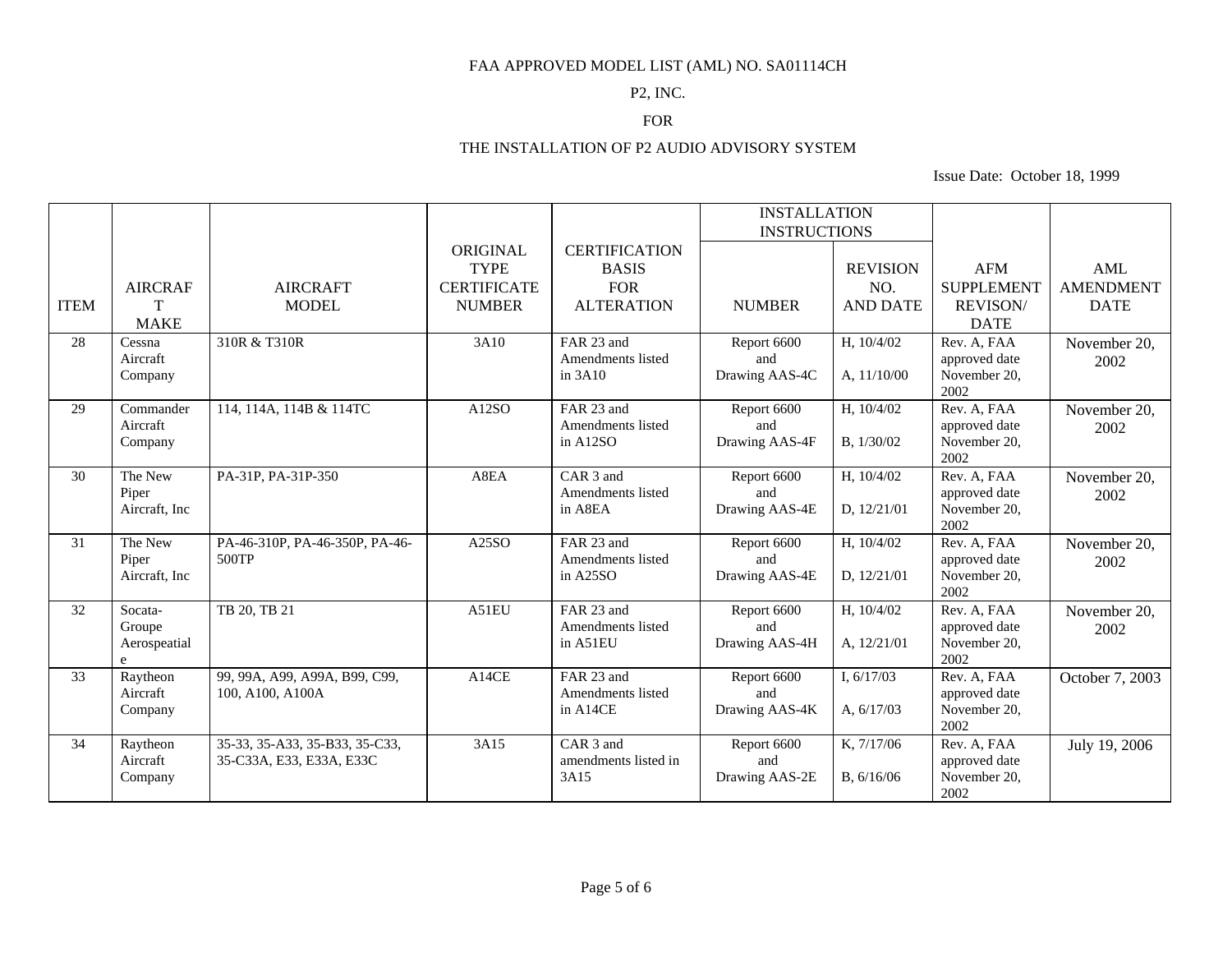FAA APPROVED MODEL LIST (AML) NO. SA01114CH

P2, INC.

FOR

THE INSTALLATION OF P2 AUDIO ADVISORY SYSTEM

Issue Date: October 18, 1999

| ITEM | AIRCRAFT MAKE | AIRCRAFT MODEL | ORIGINAL TYPE CERTIFICATE NUMBER | CERTIFICATION BASIS FOR ALTERATION | INSTALLATION INSTRUCTIONS | | AFM SUPPLEMENT REVISON/ DATE | AML AMENDMENT DATE |
|---|---|---|---|---|---|---|---|---|
| | | | | | NUMBER | REVISION NO. AND DATE | | |
| 28 | Cessna Aircraft Company | 310R & T310R | 3A10 | FAR 23 and Amendments listed in 3A10 | Report 6600 and Drawing AAS-4C | H, 10/4/02<br>A, 11/10/00 | Rev. A, FAA approved date November 20, 2002 | November 20, 2002 |
| 29 | Commander Aircraft Company | 114, 114A, 114B & 114TC | A12SO | FAR 23 and Amendments listed in A12SO | Report 6600 and Drawing AAS-4F | H, 10/4/02<br>B, 1/30/02 | Rev. A, FAA approved date November 20, 2002 | November 20, 2002 |
| 30 | The New Piper Aircraft, Inc | PA-31P, PA-31P-350 | A8EA | CAR 3 and Amendments listed in A8EA | Report 6600 and Drawing AAS-4E | H, 10/4/02<br>D, 12/21/01 | Rev. A, FAA approved date November 20, 2002 | November 20, 2002 |
| 31 | The New Piper Aircraft, Inc | PA-46-310P, PA-46-350P, PA-46-500TP | A25SO | FAR 23 and Amendments listed in A25SO | Report 6600 and Drawing AAS-4E | H, 10/4/02<br>D, 12/21/01 | Rev. A, FAA approved date November 20, 2002 | November 20, 2002 |
| 32 | Socata-Groupe Aerospatiale | TB 20, TB 21 | A51EU | FAR 23 and Amendments listed in A51EU | Report 6600 and Drawing AAS-4H | H, 10/4/02<br>A, 12/21/01 | Rev. A, FAA approved date November 20, 2002 | November 20, 2002 |
| 33 | Raytheon Aircraft Company | 99, 99A, A99, A99A, B99, C99, 100, A100, A100A | A14CE | FAR 23 and Amendments listed in A14CE | Report 6600 and Drawing AAS-4K | I, 6/17/03<br>A, 6/17/03 | Rev. A, FAA approved date November 20, 2002 | October 7, 2003 |
| 34 | Raytheon Aircraft Company | 35-33, 35-A33, 35-B33, 35-C33, 35-C33A, E33, E33A, E33C | 3A15 | CAR 3 and amendments listed in 3A15 | Report 6600 and Drawing AAS-2E | K, 7/17/06<br>B, 6/16/06 | Rev. A, FAA approved date November 20, 2002 | July 19, 2006 |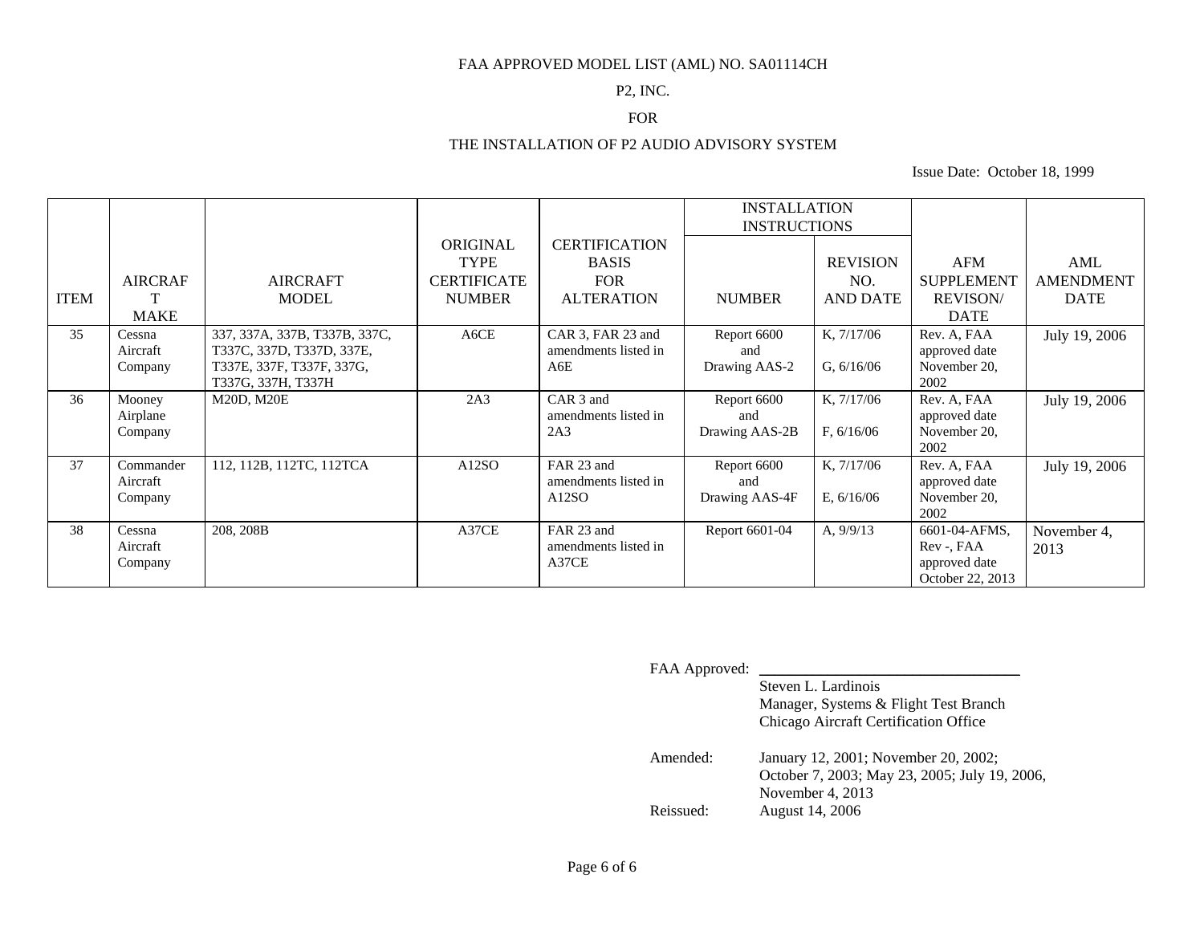FAA APPROVED MODEL LIST (AML) NO. SA01114CH

P2, INC.

FOR

THE INSTALLATION OF P2 AUDIO ADVISORY SYSTEM

Issue Date: October 18, 1999

| ITEM | AIRCRAFT MAKE | AIRCRAFT MODEL | ORIGINAL TYPE CERTIFICATE NUMBER | CERTIFICATION BASIS FOR ALTERATION | INSTALLATION INSTRUCTIONS | | AFM SUPPLEMENT REVISON/ DATE | AML AMENDMENT DATE |
|---|---|---|---|---|---|---|---|---|
| | | | | | NUMBER | REVISION NO. AND DATE | | |
| 35 | Cessna Aircraft Company | 337, 337A, 337B, T337B, 337C, T337C, 337D, T337D, 337E, T337E, 337F, T337F, 337G, T337G, 337H, T337H | A6CE | CAR 3, FAR 23 and amendments listed in A6E | Report 6600 and Drawing AAS-2 | K, 7/17/06<br>G, 6/16/06 | Rev. A, FAA approved date November 20, 2002 | July 19, 2006 |
| 36 | Mooney Airplane Company | M20D, M20E | 2A3 | CAR 3 and amendments listed in 2A3 | Report 6600 and Drawing AAS-2B | K, 7/17/06<br>F, 6/16/06 | Rev. A, FAA approved date November 20, 2002 | July 19, 2006 |
| 37 | Commander Aircraft Company | 112, 112B, 112TC, 112TCA | A12SO | FAR 23 and amendments listed in A12SO | Report 6600 and Drawing AAS-4F | K, 7/17/06<br>E, 6/16/06 | Rev. A, FAA approved date November 20, 2002 | July 19, 2006 |
| 38 | Cessna Aircraft Company | 208, 208B | A37CE | FAR 23 and amendments listed in A37CE | Report 6601-04 | A, 9/9/13 | 6601-04-AFMS, Rev -, FAA approved date October 22, 2013 | November 4, 2013 |

FAA Approved: ________________________________

Steven L. Lardinois
Manager, Systems & Flight Test Branch
Chicago Aircraft Certification Office

Amended: January 12, 2001; November 20, 2002; October 7, 2003; May 23, 2005; July 19, 2006, November 4, 2013

Reissued: August 14, 2006